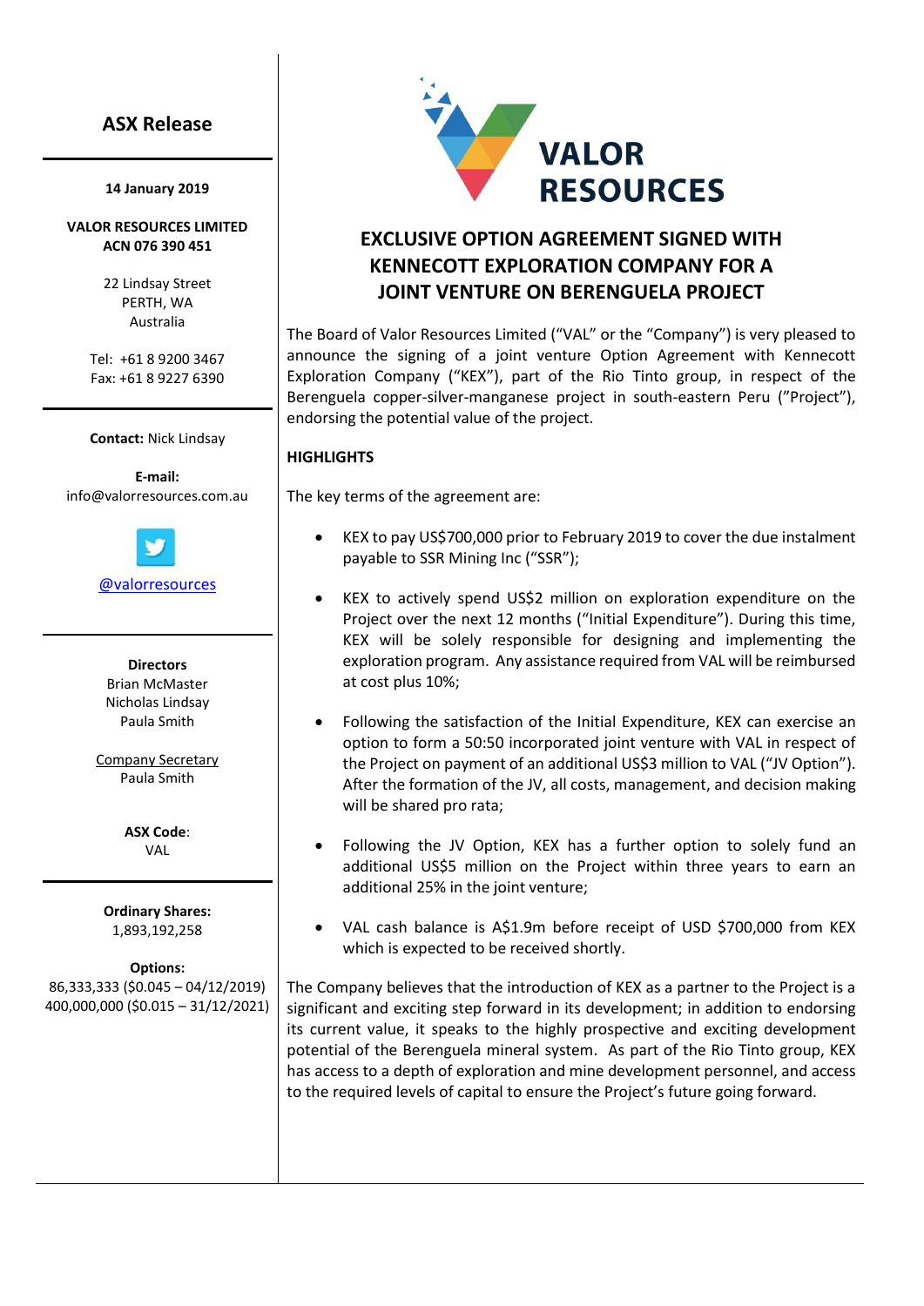## ASX Release

**14 January 2019**

**VALOR RESOURCES LIMITED**
**ACN 076 390 451**

22 Lindsay Street
PERTH, WA
Australia

Tel: +61 8 9200 3467
Fax: +61 8 9227 6390

**Contact:** Nick Lindsay

**E-mail:**
info@valorresources.com.au

@valorresources

**Directors**
Brian McMaster
Nicholas Lindsay
Paula Smith

Company Secretary
Paula Smith

**ASX Code**:
VAL

**Ordinary Shares:**
1,893,192,258

**Options:**
86,333,333 ($0.045 – 04/12/2019)
400,000,000 ($0.015 – 31/12/2021)

VALOR RESOURCES

# EXCLUSIVE OPTION AGREEMENT SIGNED WITH KENNECOTT EXPLORATION COMPANY FOR A JOINT VENTURE ON BERENGUELA PROJECT

The Board of Valor Resources Limited ("VAL" or the "Company") is very pleased to announce the signing of a joint venture Option Agreement with Kennecott Exploration Company ("KEX"), part of the Rio Tinto group, in respect of the Berenguela copper-silver-manganese project in south-eastern Peru ("Project"), endorsing the potential value of the project.

**HIGHLIGHTS**

The key terms of the agreement are:

- KEX to pay US$700,000 prior to February 2019 to cover the due instalment payable to SSR Mining Inc ("SSR");
- KEX to actively spend US$2 million on exploration expenditure on the Project over the next 12 months ("Initial Expenditure"). During this time, KEX will be solely responsible for designing and implementing the exploration program. Any assistance required from VAL will be reimbursed at cost plus 10%;
- Following the satisfaction of the Initial Expenditure, KEX can exercise an option to form a 50:50 incorporated joint venture with VAL in respect of the Project on payment of an additional US$3 million to VAL ("JV Option"). After the formation of the JV, all costs, management, and decision making will be shared pro rata;
- Following the JV Option, KEX has a further option to solely fund an additional US$5 million on the Project within three years to earn an additional 25% in the joint venture;
- VAL cash balance is A$1.9m before receipt of USD $700,000 from KEX which is expected to be received shortly.

The Company believes that the introduction of KEX as a partner to the Project is a significant and exciting step forward in its development; in addition to endorsing its current value, it speaks to the highly prospective and exciting development potential of the Berenguela mineral system. As part of the Rio Tinto group, KEX has access to a depth of exploration and mine development personnel, and access to the required levels of capital to ensure the Project's future going forward.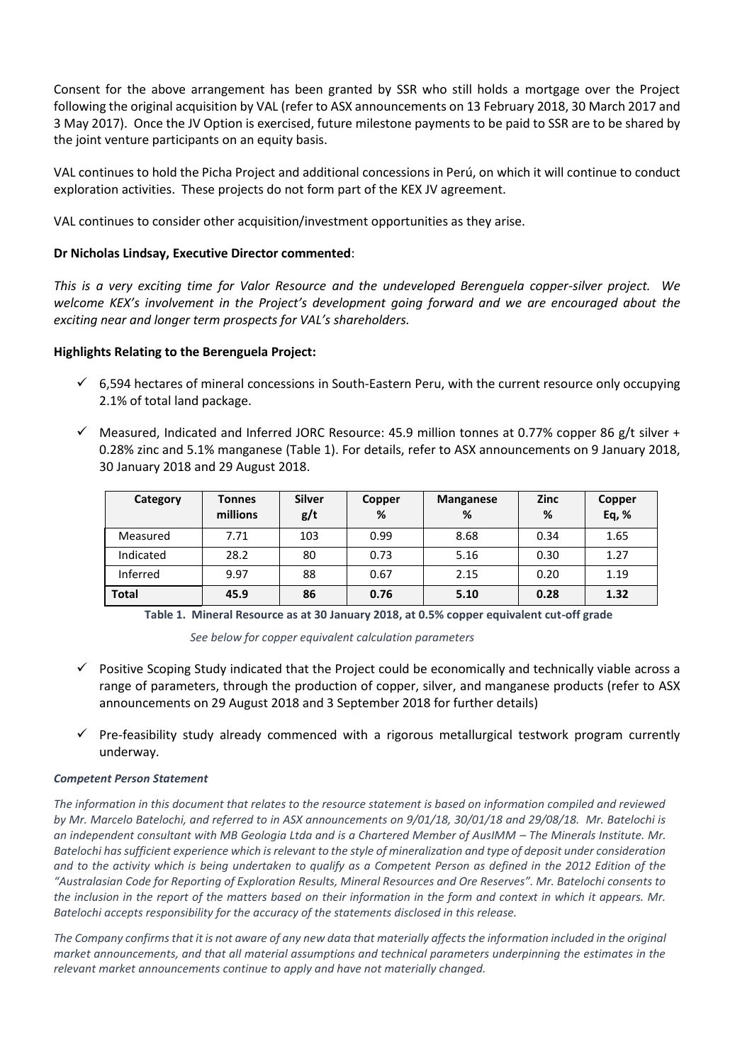Consent for the above arrangement has been granted by SSR who still holds a mortgage over the Project following the original acquisition by VAL (refer to ASX announcements on 13 February 2018, 30 March 2017 and 3 May 2017). Once the JV Option is exercised, future milestone payments to be paid to SSR are to be shared by the joint venture participants on an equity basis.

VAL continues to hold the Picha Project and additional concessions in Perú, on which it will continue to conduct exploration activities. These projects do not form part of the KEX JV agreement.

VAL continues to consider other acquisition/investment opportunities as they arise.

**Dr Nicholas Lindsay, Executive Director commented**:

*This is a very exciting time for Valor Resource and the undeveloped Berenguela copper-silver project. We welcome KEX's involvement in the Project's development going forward and we are encouraged about the exciting near and longer term prospects for VAL's shareholders.*

**Highlights Relating to the Berenguela Project:**

- ✓ 6,594 hectares of mineral concessions in South-Eastern Peru, with the current resource only occupying 2.1% of total land package.
- ✓ Measured, Indicated and Inferred JORC Resource: 45.9 million tonnes at 0.77% copper 86 g/t silver + 0.28% zinc and 5.1% manganese (Table 1). For details, refer to ASX announcements on 9 January 2018, 30 January 2018 and 29 August 2018.

| Category | Tonnes millions | Silver g/t | Copper % | Manganese % | Zinc % | Copper Eq, % |
|---|---|---|---|---|---|---|
| Measured | 7.71 | 103 | 0.99 | 8.68 | 0.34 | 1.65 |
| Indicated | 28.2 | 80 | 0.73 | 5.16 | 0.30 | 1.27 |
| Inferred | 9.97 | 88 | 0.67 | 2.15 | 0.20 | 1.19 |
| **Total** | **45.9** | **86** | **0.76** | **5.10** | **0.28** | **1.32** |

**Table 1. Mineral Resource as at 30 January 2018, at 0.5% copper equivalent cut-off grade**

*See below for copper equivalent calculation parameters*

- ✓ Positive Scoping Study indicated that the Project could be economically and technically viable across a range of parameters, through the production of copper, silver, and manganese products (refer to ASX announcements on 29 August 2018 and 3 September 2018 for further details)
- ✓ Pre-feasibility study already commenced with a rigorous metallurgical testwork program currently underway.

***Competent Person Statement***

*The information in this document that relates to the resource statement is based on information compiled and reviewed by Mr. Marcelo Batelochi, and referred to in ASX announcements on 9/01/18, 30/01/18 and 29/08/18. Mr. Batelochi is an independent consultant with MB Geologia Ltda and is a Chartered Member of AusIMM – The Minerals Institute. Mr. Batelochi has sufficient experience which is relevant to the style of mineralization and type of deposit under consideration and to the activity which is being undertaken to qualify as a Competent Person as defined in the 2012 Edition of the "Australasian Code for Reporting of Exploration Results, Mineral Resources and Ore Reserves". Mr. Batelochi consents to the inclusion in the report of the matters based on their information in the form and context in which it appears. Mr. Batelochi accepts responsibility for the accuracy of the statements disclosed in this release.*

*The Company confirms that it is not aware of any new data that materially affects the information included in the original market announcements, and that all material assumptions and technical parameters underpinning the estimates in the relevant market announcements continue to apply and have not materially changed.*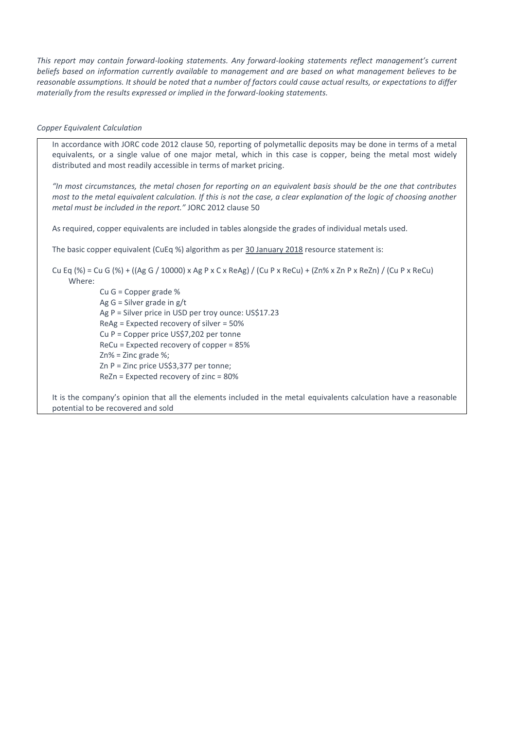*This report may contain forward-looking statements. Any forward-looking statements reflect management's current beliefs based on information currently available to management and are based on what management believes to be reasonable assumptions. It should be noted that a number of factors could cause actual results, or expectations to differ materially from the results expressed or implied in the forward-looking statements.*

*Copper Equivalent Calculation*

In accordance with JORC code 2012 clause 50, reporting of polymetallic deposits may be done in terms of a metal equivalents, or a single value of one major metal, which in this case is copper, being the metal most widely distributed and most readily accessible in terms of market pricing.

*"In most circumstances, the metal chosen for reporting on an equivalent basis should be the one that contributes most to the metal equivalent calculation. If this is not the case, a clear explanation of the logic of choosing another metal must be included in the report."* JORC 2012 clause 50

As required, copper equivalents are included in tables alongside the grades of individual metals used.

The basic copper equivalent (CuEq %) algorithm as per 30 January 2018 resource statement is:

Cu Eq (%) = Cu G (%) + ((Ag G / 10000) x Ag P x C x ReAg) / (Cu P x ReCu) + (Zn% x Zn P x ReZn) / (Cu P x ReCu)

Where:

- Cu G = Copper grade %
- Ag G = Silver grade in g/t
- Ag P = Silver price in USD per troy ounce: US$17.23
- ReAg = Expected recovery of silver = 50%
- Cu P = Copper price US$7,202 per tonne
- ReCu = Expected recovery of copper = 85%
- Zn% = Zinc grade %;
- Zn P = Zinc price US$3,377 per tonne;
- ReZn = Expected recovery of zinc = 80%

It is the company's opinion that all the elements included in the metal equivalents calculation have a reasonable potential to be recovered and sold